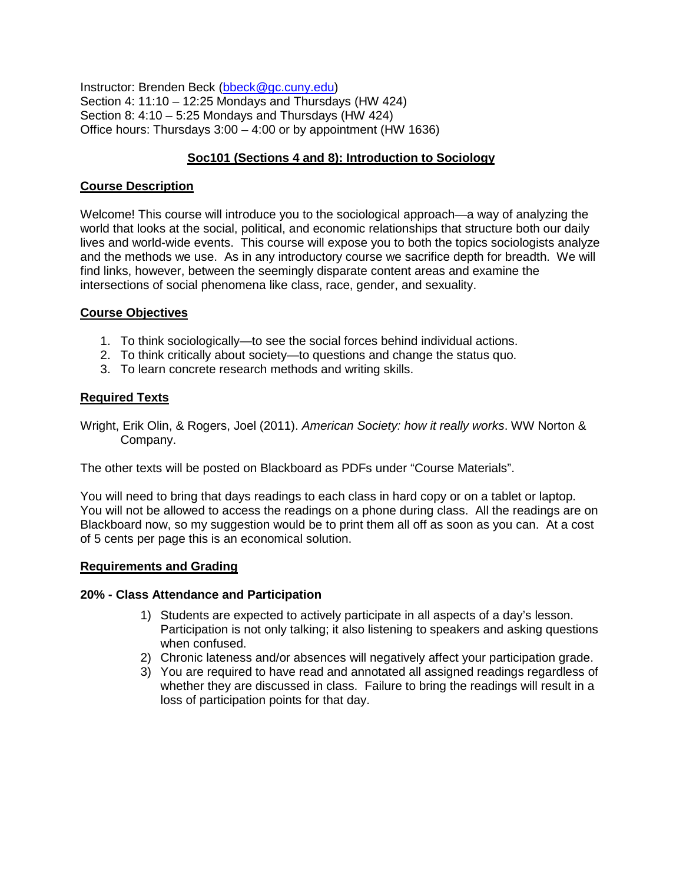Instructor: Brenden Beck (bbeck@gc.cuny.edu)
Section 4: 11:10 – 12:25 Mondays and Thursdays (HW 424)
Section 8: 4:10 – 5:25 Mondays and Thursdays (HW 424)
Office hours: Thursdays 3:00 – 4:00 or by appointment (HW 1636)

# Soc101 (Sections 4 and 8): Introduction to Sociology

## Course Description

Welcome! This course will introduce you to the sociological approach—a way of analyzing the world that looks at the social, political, and economic relationships that structure both our daily lives and world-wide events. This course will expose you to both the topics sociologists analyze and the methods we use. As in any introductory course we sacrifice depth for breadth. We will find links, however, between the seemingly disparate content areas and examine the intersections of social phenomena like class, race, gender, and sexuality.

## Course Objectives

1. To think sociologically—to see the social forces behind individual actions.
2. To think critically about society—to questions and change the status quo.
3. To learn concrete research methods and writing skills.

## Required Texts

Wright, Erik Olin, & Rogers, Joel (2011). *American Society: how it really works*. WW Norton & Company.

The other texts will be posted on Blackboard as PDFs under "Course Materials".

You will need to bring that days readings to each class in hard copy or on a tablet or laptop. You will not be allowed to access the readings on a phone during class. All the readings are on Blackboard now, so my suggestion would be to print them all off as soon as you can. At a cost of 5 cents per page this is an economical solution.

## Requirements and Grading

### 20% - Class Attendance and Participation

1) Students are expected to actively participate in all aspects of a day's lesson. Participation is not only talking; it also listening to speakers and asking questions when confused.
2) Chronic lateness and/or absences will negatively affect your participation grade.
3) You are required to have read and annotated all assigned readings regardless of whether they are discussed in class. Failure to bring the readings will result in a loss of participation points for that day.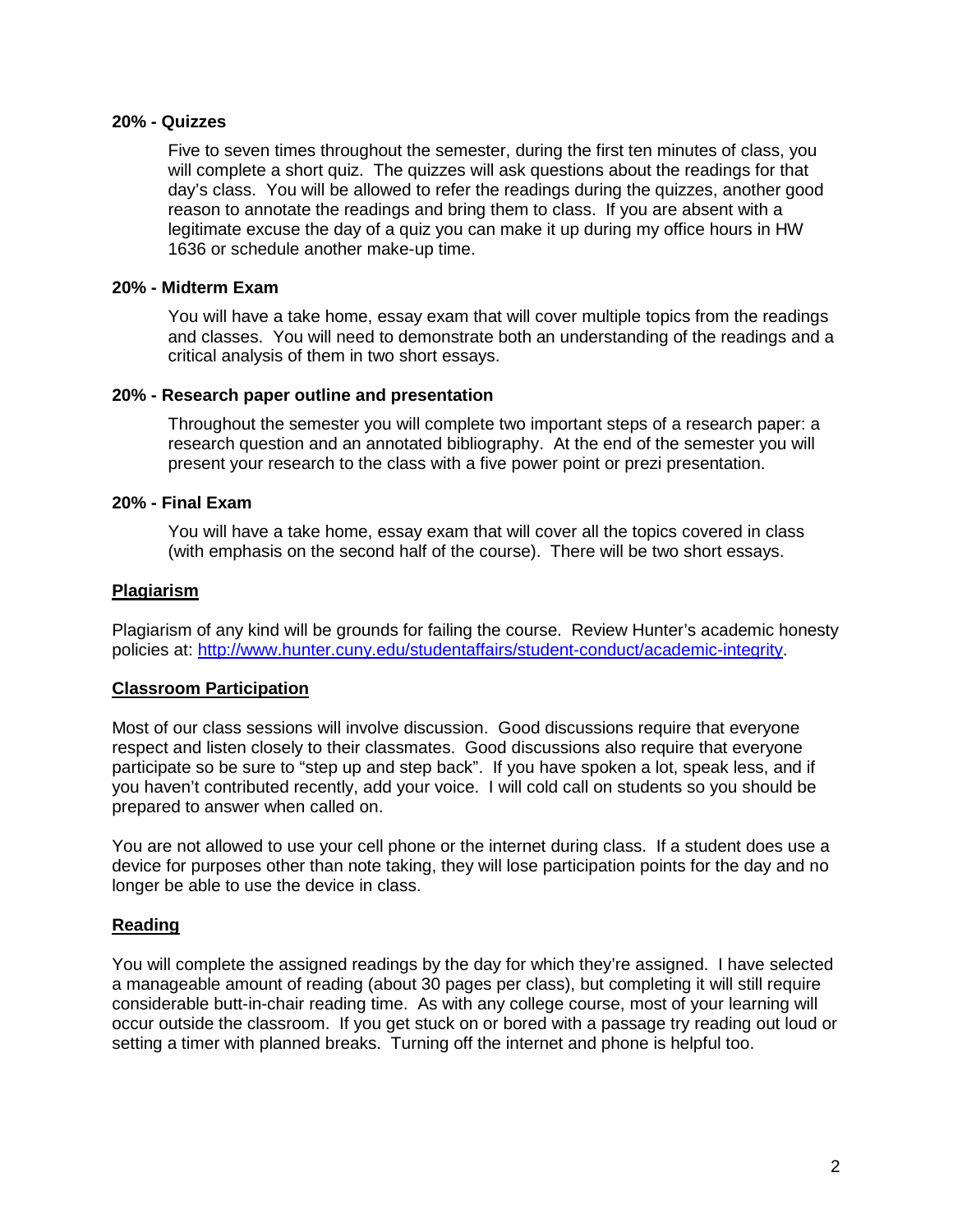**20% - Quizzes**

Five to seven times throughout the semester, during the first ten minutes of class, you will complete a short quiz. The quizzes will ask questions about the readings for that day's class. You will be allowed to refer the readings during the quizzes, another good reason to annotate the readings and bring them to class. If you are absent with a legitimate excuse the day of a quiz you can make it up during my office hours in HW 1636 or schedule another make-up time.

**20% - Midterm Exam**

You will have a take home, essay exam that will cover multiple topics from the readings and classes. You will need to demonstrate both an understanding of the readings and a critical analysis of them in two short essays.

**20% - Research paper outline and presentation**

Throughout the semester you will complete two important steps of a research paper: a research question and an annotated bibliography. At the end of the semester you will present your research to the class with a five power point or prezi presentation.

**20% - Final Exam**

You will have a take home, essay exam that will cover all the topics covered in class (with emphasis on the second half of the course). There will be two short essays.

## Plagiarism

Plagiarism of any kind will be grounds for failing the course. Review Hunter's academic honesty policies at: http://www.hunter.cuny.edu/studentaffairs/student-conduct/academic-integrity.

## Classroom Participation

Most of our class sessions will involve discussion. Good discussions require that everyone respect and listen closely to their classmates. Good discussions also require that everyone participate so be sure to "step up and step back". If you have spoken a lot, speak less, and if you haven't contributed recently, add your voice. I will cold call on students so you should be prepared to answer when called on.

You are not allowed to use your cell phone or the internet during class. If a student does use a device for purposes other than note taking, they will lose participation points for the day and no longer be able to use the device in class.

## Reading

You will complete the assigned readings by the day for which they're assigned. I have selected a manageable amount of reading (about 30 pages per class), but completing it will still require considerable butt-in-chair reading time. As with any college course, most of your learning will occur outside the classroom. If you get stuck on or bored with a passage try reading out loud or setting a timer with planned breaks. Turning off the internet and phone is helpful too.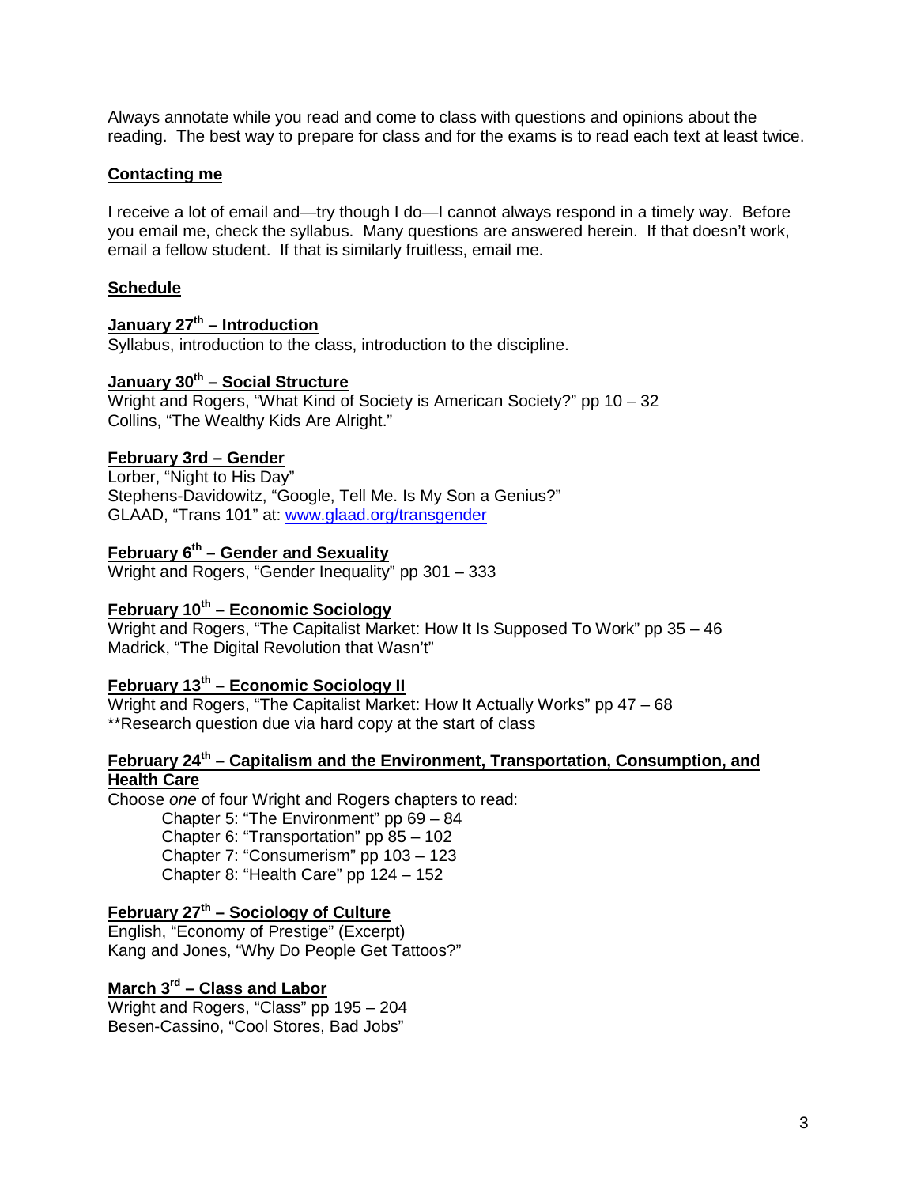Always annotate while you read and come to class with questions and opinions about the reading. The best way to prepare for class and for the exams is to read each text at least twice.

## Contacting me

I receive a lot of email and—try though I do—I cannot always respond in a timely way. Before you email me, check the syllabus. Many questions are answered herein. If that doesn't work, email a fellow student. If that is similarly fruitless, email me.

## Schedule

### January 27th – Introduction

Syllabus, introduction to the class, introduction to the discipline.

### January 30th – Social Structure

Wright and Rogers, "What Kind of Society is American Society?" pp 10 – 32
Collins, "The Wealthy Kids Are Alright."

### February 3rd – Gender

Lorber, "Night to His Day"
Stephens-Davidowitz, "Google, Tell Me. Is My Son a Genius?"
GLAAD, "Trans 101" at: www.glaad.org/transgender

### February 6th – Gender and Sexuality

Wright and Rogers, "Gender Inequality" pp 301 – 333

### February 10th – Economic Sociology

Wright and Rogers, "The Capitalist Market: How It Is Supposed To Work" pp 35 – 46
Madrick, "The Digital Revolution that Wasn't"

### February 13th – Economic Sociology II

Wright and Rogers, "The Capitalist Market: How It Actually Works" pp 47 – 68
**Research question due via hard copy at the start of class

### February 24th – Capitalism and the Environment, Transportation, Consumption, and Health Care

Choose *one* of four Wright and Rogers chapters to read:

- Chapter 5: "The Environment" pp 69 – 84
- Chapter 6: "Transportation" pp 85 – 102
- Chapter 7: "Consumerism" pp 103 – 123
- Chapter 8: "Health Care" pp 124 – 152

### February 27th – Sociology of Culture

English, "Economy of Prestige" (Excerpt)
Kang and Jones, "Why Do People Get Tattoos?"

### March 3rd – Class and Labor

Wright and Rogers, "Class" pp 195 – 204
Besen-Cassino, "Cool Stores, Bad Jobs"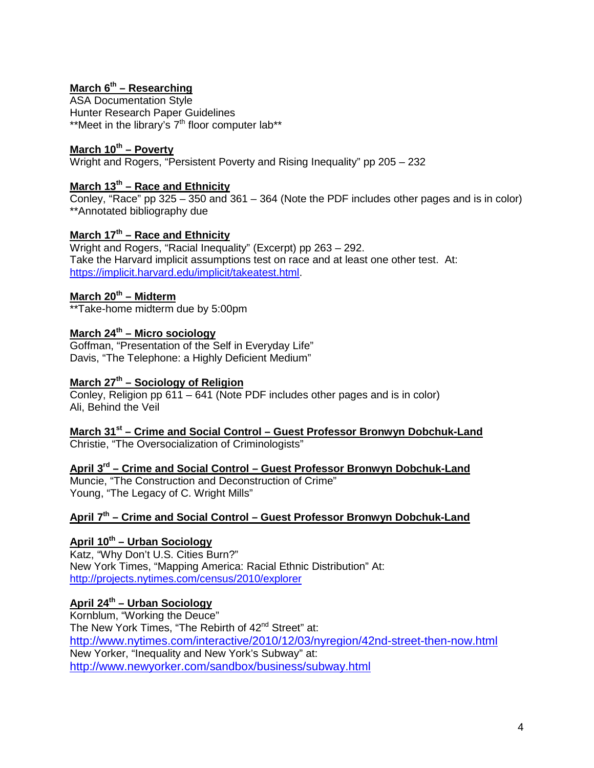**March 6th – Researching**
ASA Documentation Style
Hunter Research Paper Guidelines
**Meet in the library's 7th floor computer lab**

**March 10th – Poverty**
Wright and Rogers, "Persistent Poverty and Rising Inequality" pp 205 – 232

**March 13th – Race and Ethnicity**
Conley, "Race" pp 325 – 350 and 361 – 364 (Note the PDF includes other pages and is in color)
**Annotated bibliography due

**March 17th – Race and Ethnicity**
Wright and Rogers, "Racial Inequality" (Excerpt) pp 263 – 292.
Take the Harvard implicit assumptions test on race and at least one other test. At: https://implicit.harvard.edu/implicit/takeatest.html.

**March 20th – Midterm**
**Take-home midterm due by 5:00pm

**March 24th – Micro sociology**
Goffman, "Presentation of the Self in Everyday Life"
Davis, "The Telephone: a Highly Deficient Medium"

**March 27th – Sociology of Religion**
Conley, Religion pp 611 – 641 (Note PDF includes other pages and is in color)
Ali, Behind the Veil

**March 31st – Crime and Social Control – Guest Professor Bronwyn Dobchuk-Land**
Christie, "The Oversocialization of Criminologists"

**April 3rd – Crime and Social Control – Guest Professor Bronwyn Dobchuk-Land**
Muncie, "The Construction and Deconstruction of Crime"
Young, "The Legacy of C. Wright Mills"

**April 7th – Crime and Social Control – Guest Professor Bronwyn Dobchuk-Land**

**April 10th – Urban Sociology**
Katz, "Why Don't U.S. Cities Burn?"
New York Times, "Mapping America: Racial Ethnic Distribution" At: http://projects.nytimes.com/census/2010/explorer

**April 24th – Urban Sociology**
Kornblum, "Working the Deuce"
The New York Times, "The Rebirth of 42nd Street" at:
http://www.nytimes.com/interactive/2010/12/03/nyregion/42nd-street-then-now.html
New Yorker, "Inequality and New York's Subway" at:
http://www.newyorker.com/sandbox/business/subway.html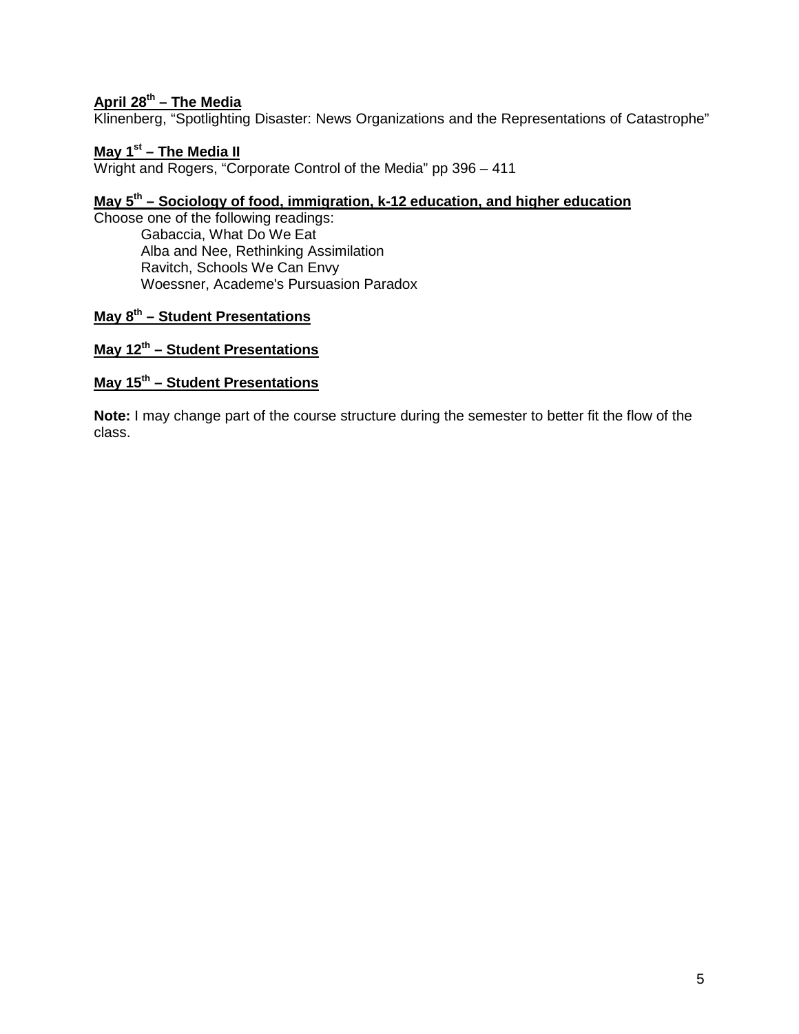**April 28th – The Media**

Klinenberg, "Spotlighting Disaster: News Organizations and the Representations of Catastrophe"

**May 1st – The Media II**

Wright and Rogers, "Corporate Control of the Media" pp 396 – 411

**May 5th – Sociology of food, immigration, k-12 education, and higher education**

Choose one of the following readings:

- Gabaccia, What Do We Eat
- Alba and Nee, Rethinking Assimilation
- Ravitch, Schools We Can Envy
- Woessner, Academe's Pursuasion Paradox

**May 8th – Student Presentations**

**May 12th – Student Presentations**

**May 15th – Student Presentations**

**Note:** I may change part of the course structure during the semester to better fit the flow of the class.